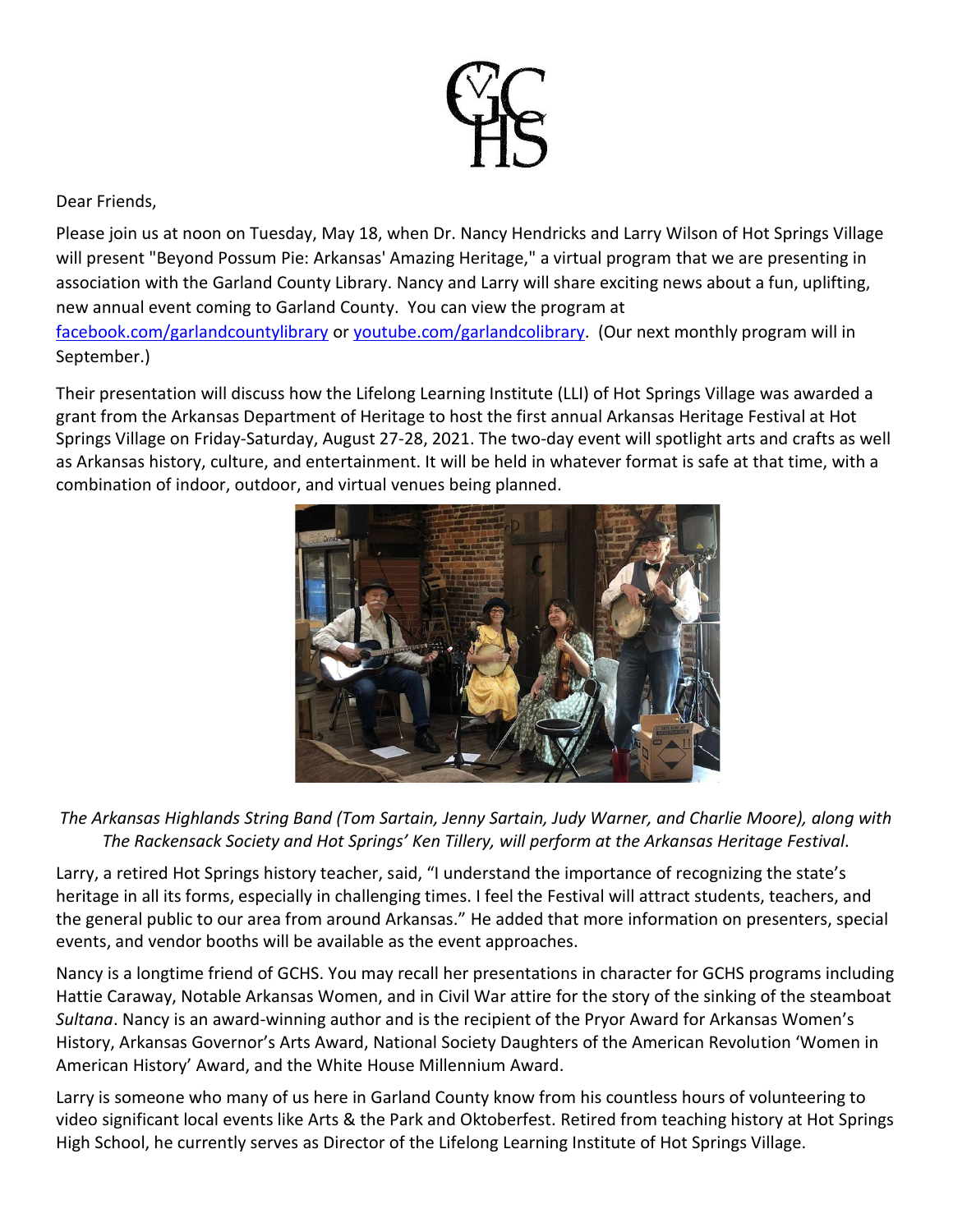GCHS

Dear Friends,

Please join us at noon on Tuesday, May 18, when Dr. Nancy Hendricks and Larry Wilson of Hot Springs Village will present "Beyond Possum Pie: Arkansas' Amazing Heritage," a virtual program that we are presenting in association with the Garland County Library. Nancy and Larry will share exciting news about a fun, uplifting, new annual event coming to Garland County. You can view the program at [facebook.com/garlandcountylibrary](facebook.com/garlandcountylibrary) or [youtube.com/garlandcolibrary](youtube.com/garlandcolibrary). (Our next monthly program will in September.)

Their presentation will discuss how the Lifelong Learning Institute (LLI) of Hot Springs Village was awarded a grant from the Arkansas Department of Heritage to host the first annual Arkansas Heritage Festival at Hot Springs Village on Friday-Saturday, August 27-28, 2021. The two-day event will spotlight arts and crafts as well as Arkansas history, culture, and entertainment. It will be held in whatever format is safe at that time, with a combination of indoor, outdoor, and virtual venues being planned.

*The Arkansas Highlands String Band (Tom Sartain, Jenny Sartain, Judy Warner, and Charlie Moore), along with The Rackensack Society and Hot Springs' Ken Tillery, will perform at the Arkansas Heritage Festival.*

Larry, a retired Hot Springs history teacher, said, "I understand the importance of recognizing the state's heritage in all its forms, especially in challenging times. I feel the Festival will attract students, teachers, and the general public to our area from around Arkansas." He added that more information on presenters, special events, and vendor booths will be available as the event approaches.

Nancy is a longtime friend of GCHS. You may recall her presentations in character for GCHS programs including Hattie Caraway, Notable Arkansas Women, and in Civil War attire for the story of the sinking of the steamboat *Sultana*. Nancy is an award-winning author and is the recipient of the Pryor Award for Arkansas Women's History, Arkansas Governor's Arts Award, National Society Daughters of the American Revolution 'Women in American History' Award, and the White House Millennium Award.

Larry is someone who many of us here in Garland County know from his countless hours of volunteering to video significant local events like Arts & the Park and Oktoberfest. Retired from teaching history at Hot Springs High School, he currently serves as Director of the Lifelong Learning Institute of Hot Springs Village.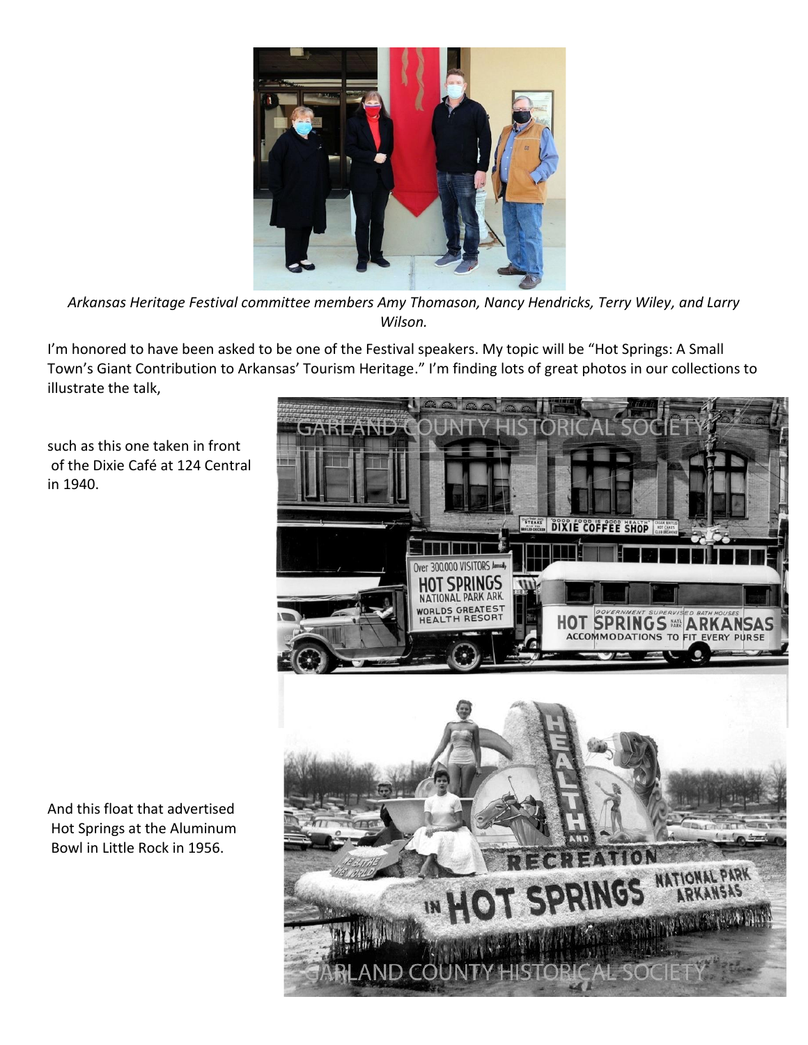*Arkansas Heritage Festival committee members Amy Thomason, Nancy Hendricks, Terry Wiley, and Larry Wilson.*

I'm honored to have been asked to be one of the Festival speakers. My topic will be "Hot Springs: A Small Town's Giant Contribution to Arkansas' Tourism Heritage." I'm finding lots of great photos in our collections to illustrate the talk,

such as this one taken in front of the Dixie Café at 124 Central in 1940.

And this float that advertised Hot Springs at the Aluminum Bowl in Little Rock in 1956.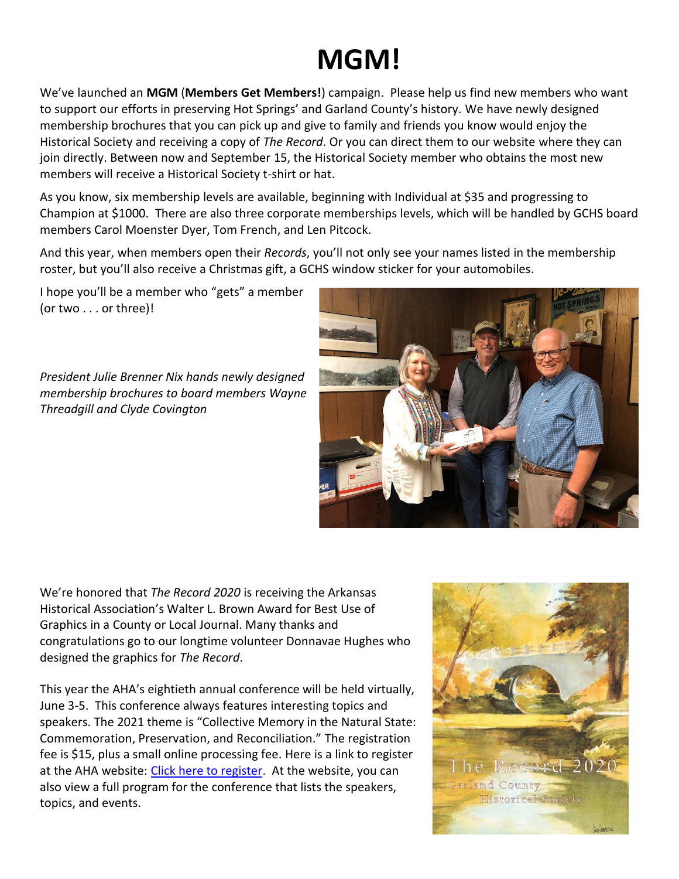# MGM!

We've launched an **MGM** (**Members Get Members!**) campaign. Please help us find new members who want to support our efforts in preserving Hot Springs' and Garland County's history. We have newly designed membership brochures that you can pick up and give to family and friends you know would enjoy the Historical Society and receiving a copy of *The Record*. Or you can direct them to our website where they can join directly. Between now and September 15, the Historical Society member who obtains the most new members will receive a Historical Society t-shirt or hat.

As you know, six membership levels are available, beginning with Individual at $35 and progressing to Champion at $1000. There are also three corporate memberships levels, which will be handled by GCHS board members Carol Moenster Dyer, Tom French, and Len Pitcock.

And this year, when members open their *Records*, you'll not only see your names listed in the membership roster, but you'll also receive a Christmas gift, a GCHS window sticker for your automobiles.

I hope you'll be a member who "gets" a member (or two . . . or three)!

*President Julie Brenner Nix hands newly designed membership brochures to board members Wayne Threadgill and Clyde Covington*

We're honored that *The Record 2020* is receiving the Arkansas Historical Association's Walter L. Brown Award for Best Use of Graphics in a County or Local Journal. Many thanks and congratulations go to our longtime volunteer Donnavae Hughes who designed the graphics for *The Record*.

This year the AHA's eightieth annual conference will be held virtually, June 3-5. This conference always features interesting topics and speakers. The 2021 theme is "Collective Memory in the Natural State: Commemoration, Preservation, and Reconciliation." The registration fee is $15, plus a small online processing fee. Here is a link to register at the AHA website: Click here to register. At the website, you can also view a full program for the conference that lists the speakers, topics, and events.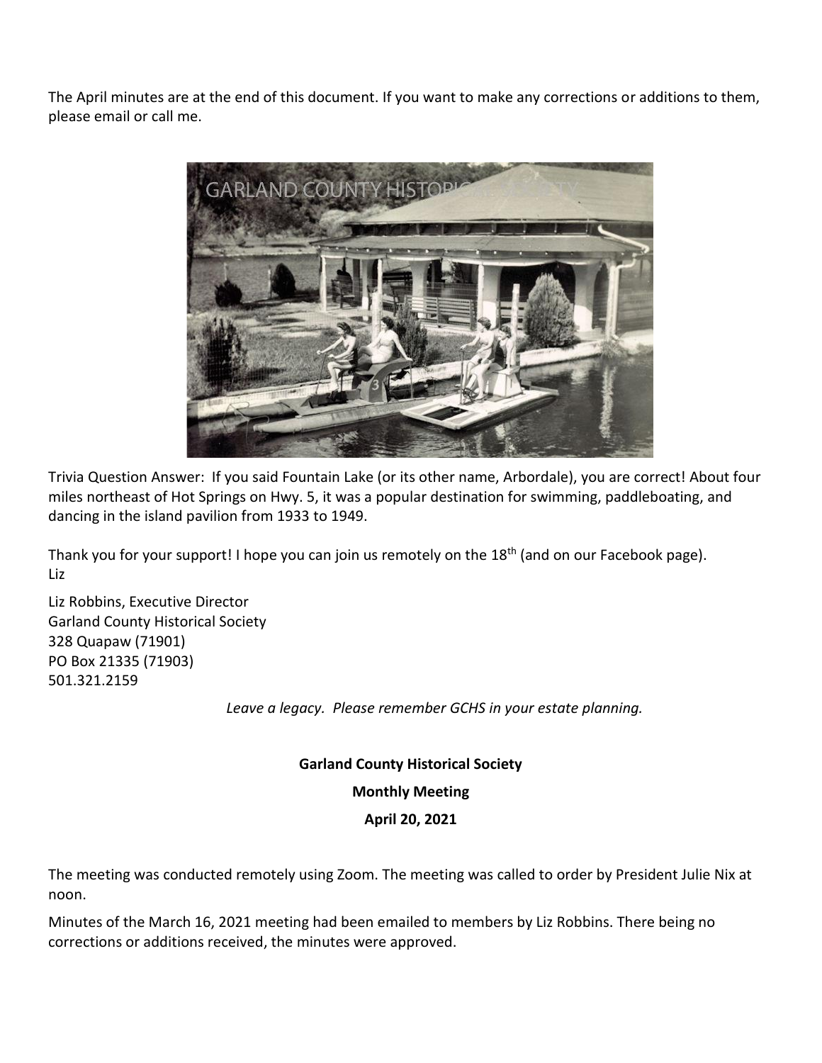The April minutes are at the end of this document. If you want to make any corrections or additions to them, please email or call me.

Trivia Question Answer: If you said Fountain Lake (or its other name, Arbordale), you are correct! About four miles northeast of Hot Springs on Hwy. 5, it was a popular destination for swimming, paddleboating, and dancing in the island pavilion from 1933 to 1949.

Thank you for your support! I hope you can join us remotely on the 18th (and on our Facebook page).
Liz

Liz Robbins, Executive Director
Garland County Historical Society
328 Quapaw (71901)
PO Box 21335 (71903)
501.321.2159

*Leave a legacy. Please remember GCHS in your estate planning.*

**Garland County Historical Society**

**Monthly Meeting**

**April 20, 2021**

The meeting was conducted remotely using Zoom. The meeting was called to order by President Julie Nix at noon.

Minutes of the March 16, 2021 meeting had been emailed to members by Liz Robbins. There being no corrections or additions received, the minutes were approved.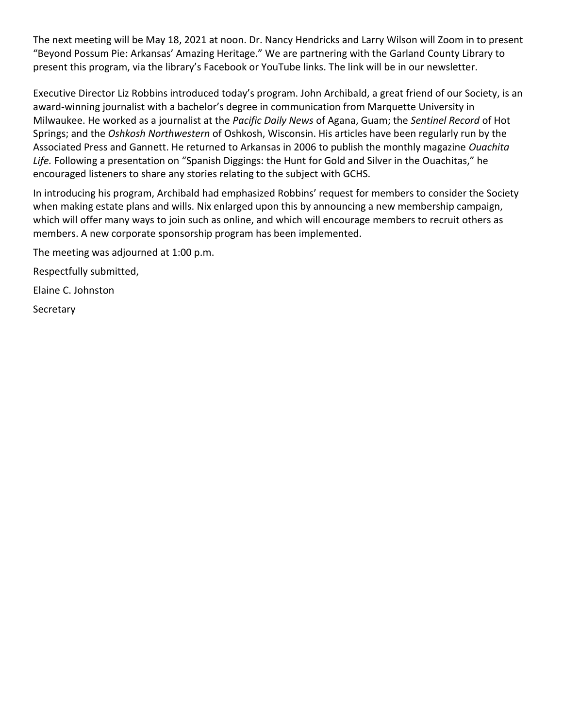The next meeting will be May 18, 2021 at noon. Dr. Nancy Hendricks and Larry Wilson will Zoom in to present "Beyond Possum Pie: Arkansas' Amazing Heritage." We are partnering with the Garland County Library to present this program, via the library's Facebook or YouTube links. The link will be in our newsletter.

Executive Director Liz Robbins introduced today's program. John Archibald, a great friend of our Society, is an award-winning journalist with a bachelor's degree in communication from Marquette University in Milwaukee. He worked as a journalist at the *Pacific Daily News* of Agana, Guam; the *Sentinel Record* of Hot Springs; and the *Oshkosh Northwestern* of Oshkosh, Wisconsin. His articles have been regularly run by the Associated Press and Gannett. He returned to Arkansas in 2006 to publish the monthly magazine *Ouachita Life.* Following a presentation on "Spanish Diggings: the Hunt for Gold and Silver in the Ouachitas," he encouraged listeners to share any stories relating to the subject with GCHS.

In introducing his program, Archibald had emphasized Robbins' request for members to consider the Society when making estate plans and wills. Nix enlarged upon this by announcing a new membership campaign, which will offer many ways to join such as online, and which will encourage members to recruit others as members. A new corporate sponsorship program has been implemented.

The meeting was adjourned at 1:00 p.m.

Respectfully submitted,

Elaine C. Johnston

Secretary